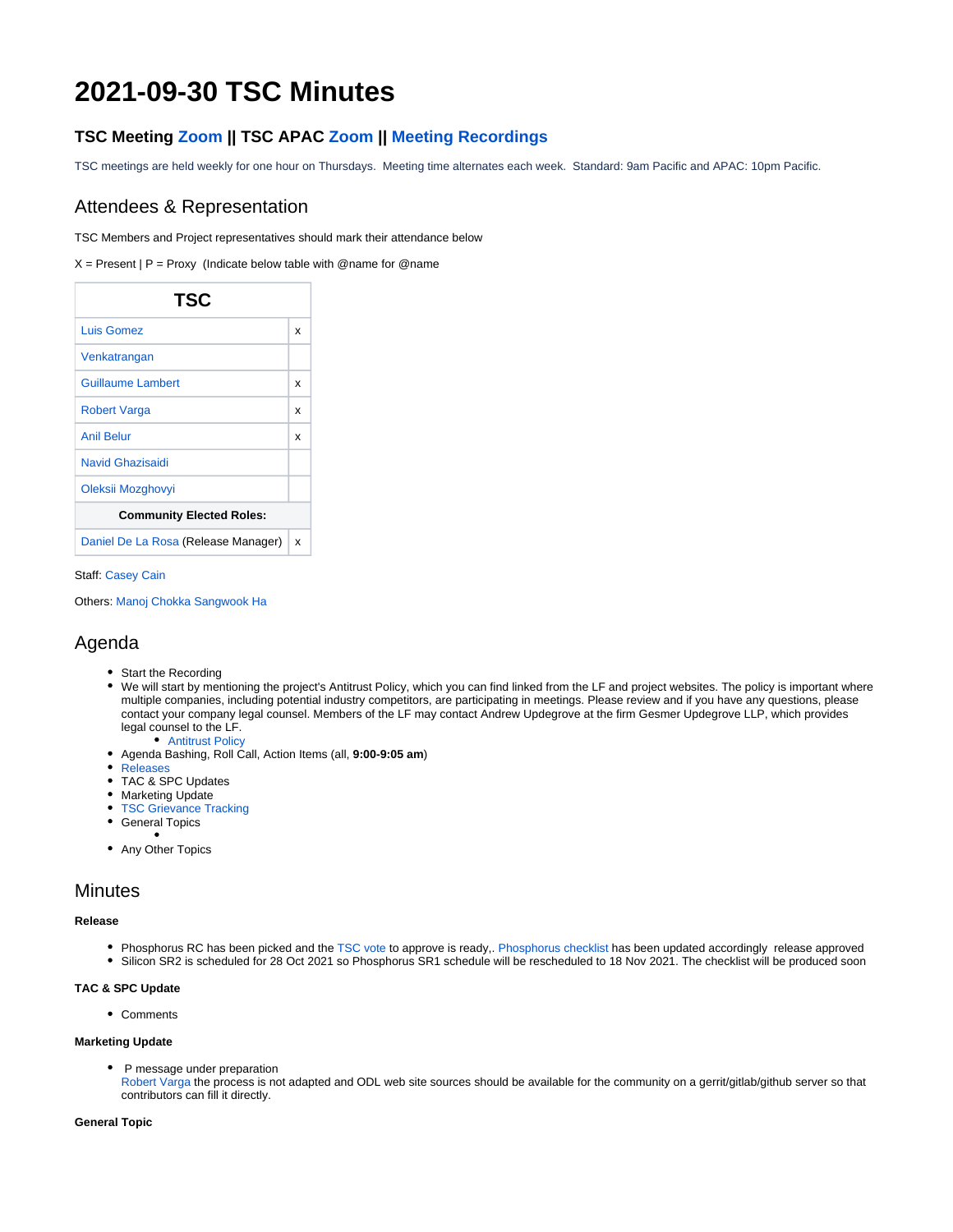# 2021-09-30 TSC Minutes

### TSC Meeting Zoom || TSC APAC Zoom || Meeting Recordings

TSC meetings are held weekly for one hour on Thursdays. Meeting time alternates each week. Standard: 9am Pacific and APAC: 10pm Pacific.

## Attendees & Representation

TSC Members and Project representatives should mark their attendance below

X = Present | P = Proxy (Indicate below table with @name for @name

| TSC | |
|---|---|
| Luis Gomez | x |
| Venkatrangan | |
| Guillaume Lambert | x |
| Robert Varga | x |
| Anil Belur | x |
| Navid Ghazisaidi | |
| Oleksii Mozghovyi | |
| **Community Elected Roles:** | |
| Daniel De La Rosa (Release Manager) | x |

Staff: Casey Cain

Others: Manoj Chokka Sangwook Ha

## Agenda

- Start the Recording
- We will start by mentioning the project's Antitrust Policy, which you can find linked from the LF and project websites. The policy is important where multiple companies, including potential industry competitors, are participating in meetings. Please review and if you have any questions, please contact your company legal counsel. Members of the LF may contact Andrew Updegrove at the firm Gesmer Updegrove LLP, which provides legal counsel to the LF.
  - Antitrust Policy
- Agenda Bashing, Roll Call, Action Items (all, **9:00-9:05 am**)
- Releases
- TAC & SPC Updates
- Marketing Update
- TSC Grievance Tracking
- General Topics
  -
- Any Other Topics

## Minutes

**Release**

- Phosphorus RC has been picked and the TSC vote to approve is ready,. Phosphorus checklist has been updated accordingly release approved
- Silicon SR2 is scheduled for 28 Oct 2021 so Phosphorus SR1 schedule will be rescheduled to 18 Nov 2021. The checklist will be produced soon

**TAC & SPC Update**

- Comments

**Marketing Update**

- P message under preparation
  Robert Varga the process is not adapted and ODL web site sources should be available for the community on a gerrit/gitlab/github server so that contributors can fill it directly.

**General Topic**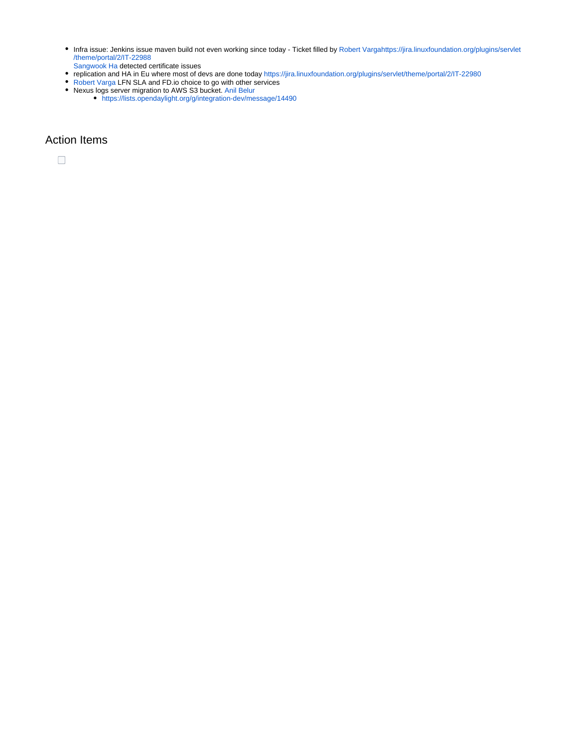- Infra issue: Jenkins issue maven build not even working since today - Ticket filled by Robert Vargahttps://jira.linuxfoundation.org/plugins/servlet/theme/portal/2/IT-22988
  Sangwook Ha detected certificate issues
- replication and HA in Eu where most of devs are done today https://jira.linuxfoundation.org/plugins/servlet/theme/portal/2/IT-22980
- Robert Varga LFN SLA and FD.io choice to go with other services
- Nexus logs server migration to AWS S3 bucket. Anil Belur
  - https://lists.opendaylight.org/g/integration-dev/message/14490

## Action Items

- [ ]